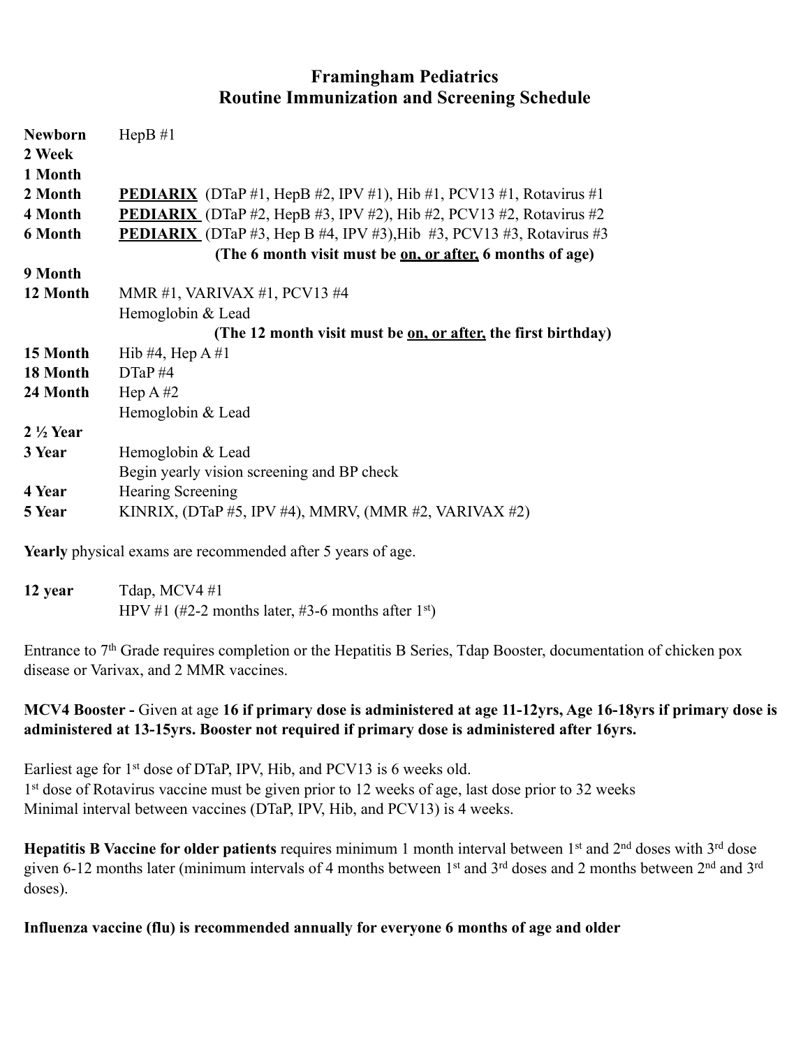# Framingham Pediatrics
## Routine Immunization and Screening Schedule

| | |
|---|---|
| **Newborn** | HepB #1 |
| **2 Week** | |
| **1 Month** | |
| **2 Month** | **PEDIARIX** (DTaP #1, HepB #2, IPV #1), Hib #1, PCV13 #1, Rotavirus #1 |
| **4 Month** | **PEDIARIX** (DTaP #2, HepB #3, IPV #2), Hib #2, PCV13 #2, Rotavirus #2 |
| **6 Month** | **PEDIARIX** (DTaP #3, Hep B #4, IPV #3),Hib #3, PCV13 #3, Rotavirus #3 **(The 6 month visit must be on, or after, 6 months of age)** |
| **9 Month** | |
| **12 Month** | MMR #1, VARIVAX #1, PCV13 #4 Hemoglobin & Lead **(The 12 month visit must be on, or after, the first birthday)** |
| **15 Month** | Hib #4, Hep A #1 |
| **18 Month** | DTaP #4 |
| **24 Month** | Hep A #2 Hemoglobin & Lead |
| **2 ½ Year** | |
| **3 Year** | Hemoglobin & Lead Begin yearly vision screening and BP check |
| **4 Year** | Hearing Screening |
| **5 Year** | KINRIX, (DTaP #5, IPV #4), MMRV, (MMR #2, VARIVAX #2) |

**Yearly** physical exams are recommended after 5 years of age.

| | |
|---|---|
| **12 year** | Tdap, MCV4 #1 HPV #1 (#2-2 months later, #3-6 months after 1st) |

Entrance to 7th Grade requires completion or the Hepatitis B Series, Tdap Booster, documentation of chicken pox disease or Varivax, and 2 MMR vaccines.

**MCV4 Booster -** Given at age **16 if primary dose is administered at age 11-12yrs, Age 16-18yrs if primary dose is administered at 13-15yrs. Booster not required if primary dose is administered after 16yrs.**

Earliest age for 1st dose of DTaP, IPV, Hib, and PCV13 is 6 weeks old.
1st dose of Rotavirus vaccine must be given prior to 12 weeks of age, last dose prior to 32 weeks
Minimal interval between vaccines (DTaP, IPV, Hib, and PCV13) is 4 weeks.

**Hepatitis B Vaccine for older patients** requires minimum 1 month interval between 1st and 2nd doses with 3rd dose given 6-12 months later (minimum intervals of 4 months between 1st and 3rd doses and 2 months between 2nd and 3rd doses).

**Influenza vaccine (flu) is recommended annually for everyone 6 months of age and older**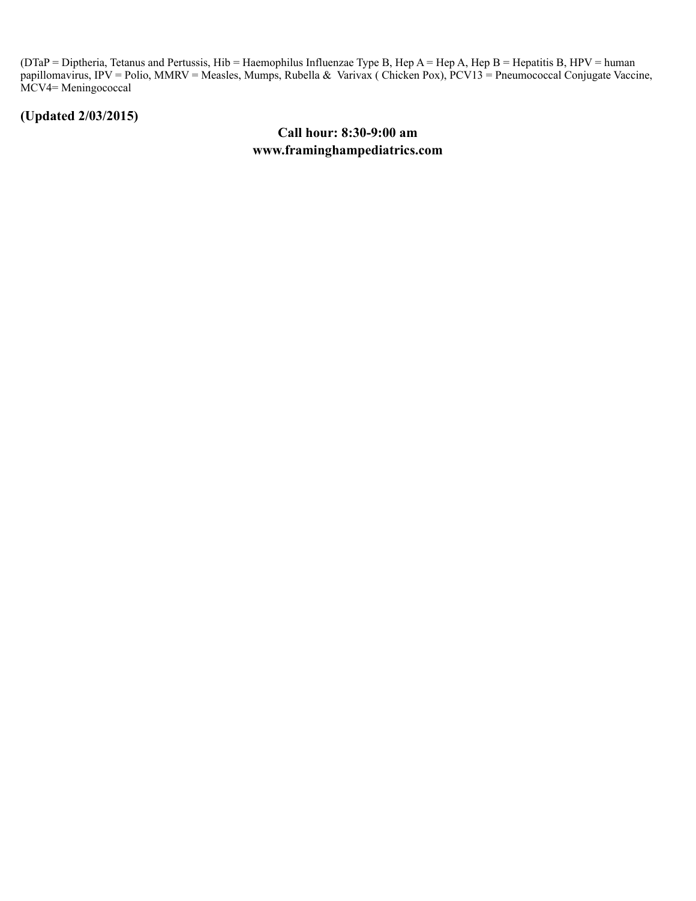(DTaP = Diptheria, Tetanus and Pertussis, Hib = Haemophilus Influenzae Type B, Hep A = Hep A, Hep B = Hepatitis B, HPV = human papillomavirus, IPV = Polio, MMRV = Measles, Mumps, Rubella & Varivax ( Chicken Pox), PCV13 = Pneumococcal Conjugate Vaccine, MCV4= Meningococcal

**(Updated 2/03/2015)**

**Call hour: 8:30-9:00 am**
**www.framinghampediatrics.com**